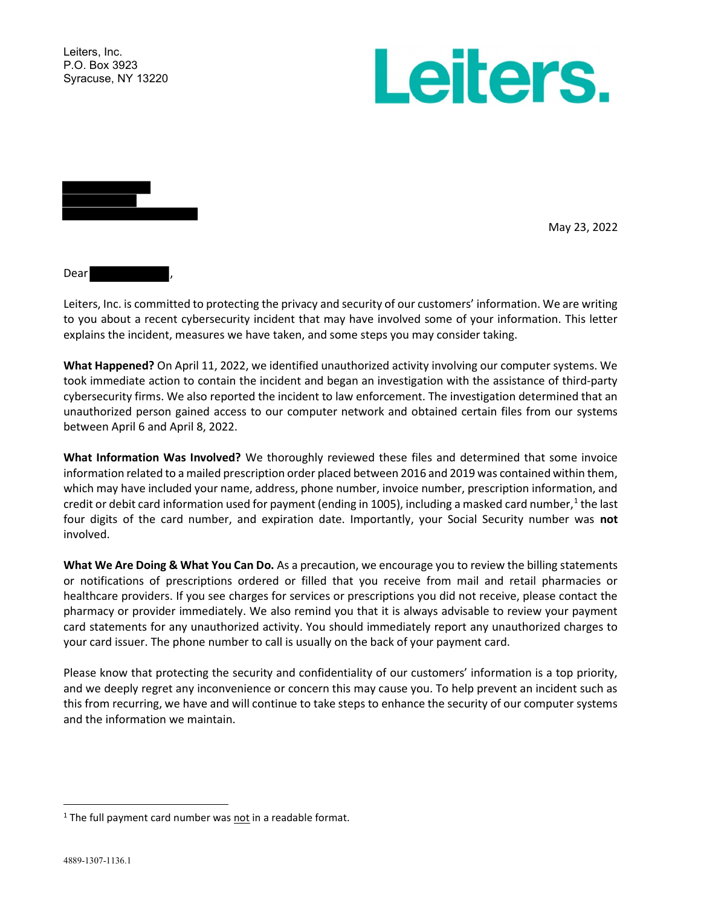Leiters, Inc.
P.O. Box 3923
Syracuse, NY 13220

**Leiters.**

May 23, 2022

Dear ,

Leiters, Inc. is committed to protecting the privacy and security of our customers' information. We are writing to you about a recent cybersecurity incident that may have involved some of your information. This letter explains the incident, measures we have taken, and some steps you may consider taking.

**What Happened?** On April 11, 2022, we identified unauthorized activity involving our computer systems. We took immediate action to contain the incident and began an investigation with the assistance of third-party cybersecurity firms. We also reported the incident to law enforcement. The investigation determined that an unauthorized person gained access to our computer network and obtained certain files from our systems between April 6 and April 8, 2022.

**What Information Was Involved?** We thoroughly reviewed these files and determined that some invoice information related to a mailed prescription order placed between 2016 and 2019 was contained within them, which may have included your name, address, phone number, invoice number, prescription information, and credit or debit card information used for payment (ending in 1005), including a masked card number,[1] the last four digits of the card number, and expiration date. Importantly, your Social Security number was **not** involved.

**What We Are Doing & What You Can Do.** As a precaution, we encourage you to review the billing statements or notifications of prescriptions ordered or filled that you receive from mail and retail pharmacies or healthcare providers. If you see charges for services or prescriptions you did not receive, please contact the pharmacy or provider immediately. We also remind you that it is always advisable to review your payment card statements for any unauthorized activity. You should immediately report any unauthorized charges to your card issuer. The phone number to call is usually on the back of your payment card.

Please know that protecting the security and confidentiality of our customers' information is a top priority, and we deeply regret any inconvenience or concern this may cause you. To help prevent an incident such as this from recurring, we have and will continue to take steps to enhance the security of our computer systems and the information we maintain.

---

[1] The full payment card number was not in a readable format.

4889-1307-1136.1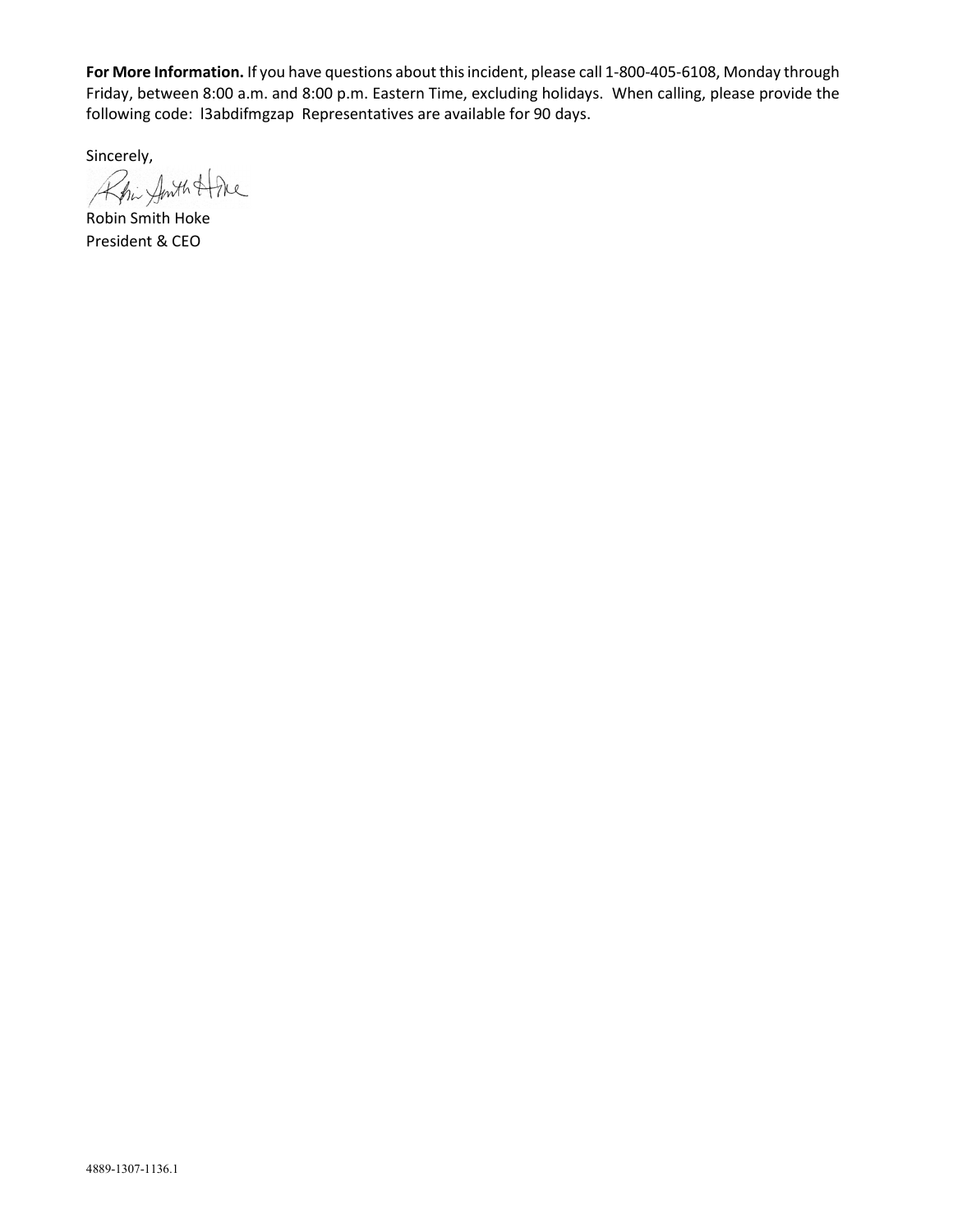**For More Information.** If you have questions about this incident, please call 1-800-405-6108, Monday through Friday, between 8:00 a.m. and 8:00 p.m. Eastern Time, excluding holidays. When calling, please provide the following code: l3abdifmgzap Representatives are available for 90 days.

Sincerely,

Robin Smith Hoke
President & CEO

4889-1307-1136.1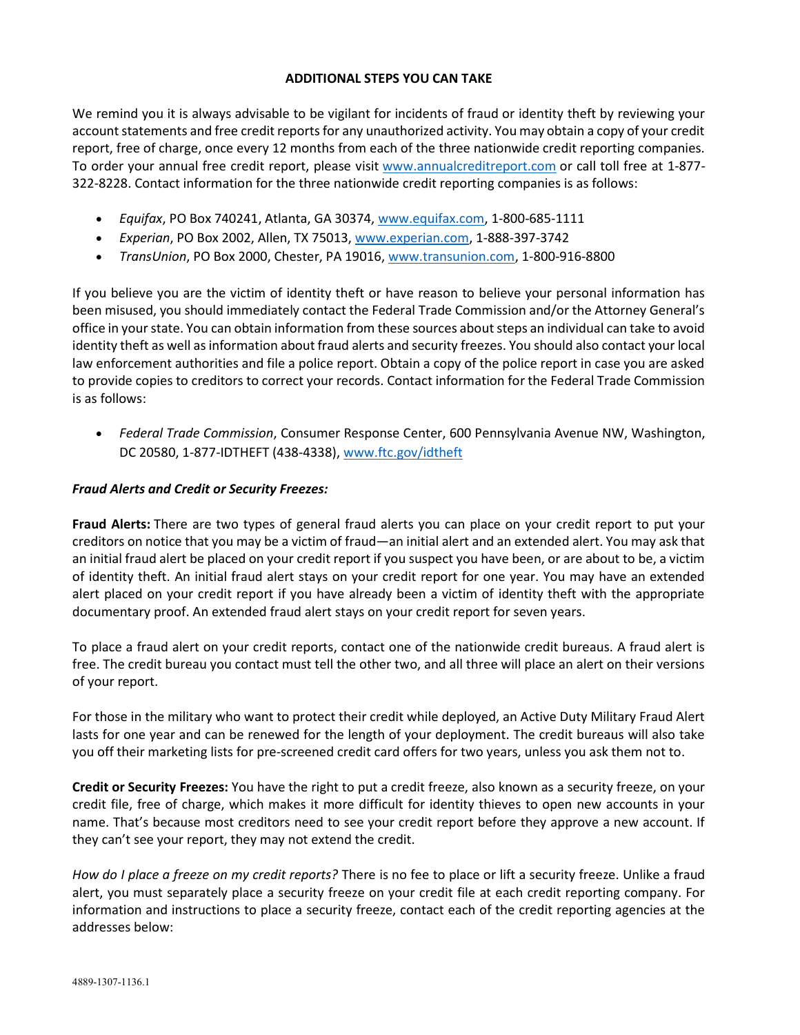## ADDITIONAL STEPS YOU CAN TAKE

We remind you it is always advisable to be vigilant for incidents of fraud or identity theft by reviewing your account statements and free credit reports for any unauthorized activity. You may obtain a copy of your credit report, free of charge, once every 12 months from each of the three nationwide credit reporting companies. To order your annual free credit report, please visit www.annualcreditreport.com or call toll free at 1-877-322-8228. Contact information for the three nationwide credit reporting companies is as follows:

- *Equifax*, PO Box 740241, Atlanta, GA 30374, www.equifax.com, 1-800-685-1111
- *Experian*, PO Box 2002, Allen, TX 75013, www.experian.com, 1-888-397-3742
- *TransUnion*, PO Box 2000, Chester, PA 19016, www.transunion.com, 1-800-916-8800

If you believe you are the victim of identity theft or have reason to believe your personal information has been misused, you should immediately contact the Federal Trade Commission and/or the Attorney General's office in your state. You can obtain information from these sources about steps an individual can take to avoid identity theft as well as information about fraud alerts and security freezes. You should also contact your local law enforcement authorities and file a police report. Obtain a copy of the police report in case you are asked to provide copies to creditors to correct your records. Contact information for the Federal Trade Commission is as follows:

- *Federal Trade Commission*, Consumer Response Center, 600 Pennsylvania Avenue NW, Washington, DC 20580, 1-877-IDTHEFT (438-4338), www.ftc.gov/idtheft

***Fraud Alerts and Credit or Security Freezes:***

**Fraud Alerts:** There are two types of general fraud alerts you can place on your credit report to put your creditors on notice that you may be a victim of fraud—an initial alert and an extended alert. You may ask that an initial fraud alert be placed on your credit report if you suspect you have been, or are about to be, a victim of identity theft. An initial fraud alert stays on your credit report for one year. You may have an extended alert placed on your credit report if you have already been a victim of identity theft with the appropriate documentary proof. An extended fraud alert stays on your credit report for seven years.

To place a fraud alert on your credit reports, contact one of the nationwide credit bureaus. A fraud alert is free. The credit bureau you contact must tell the other two, and all three will place an alert on their versions of your report.

For those in the military who want to protect their credit while deployed, an Active Duty Military Fraud Alert lasts for one year and can be renewed for the length of your deployment. The credit bureaus will also take you off their marketing lists for pre-screened credit card offers for two years, unless you ask them not to.

**Credit or Security Freezes:** You have the right to put a credit freeze, also known as a security freeze, on your credit file, free of charge, which makes it more difficult for identity thieves to open new accounts in your name. That's because most creditors need to see your credit report before they approve a new account. If they can't see your report, they may not extend the credit.

*How do I place a freeze on my credit reports?* There is no fee to place or lift a security freeze. Unlike a fraud alert, you must separately place a security freeze on your credit file at each credit reporting company. For information and instructions to place a security freeze, contact each of the credit reporting agencies at the addresses below: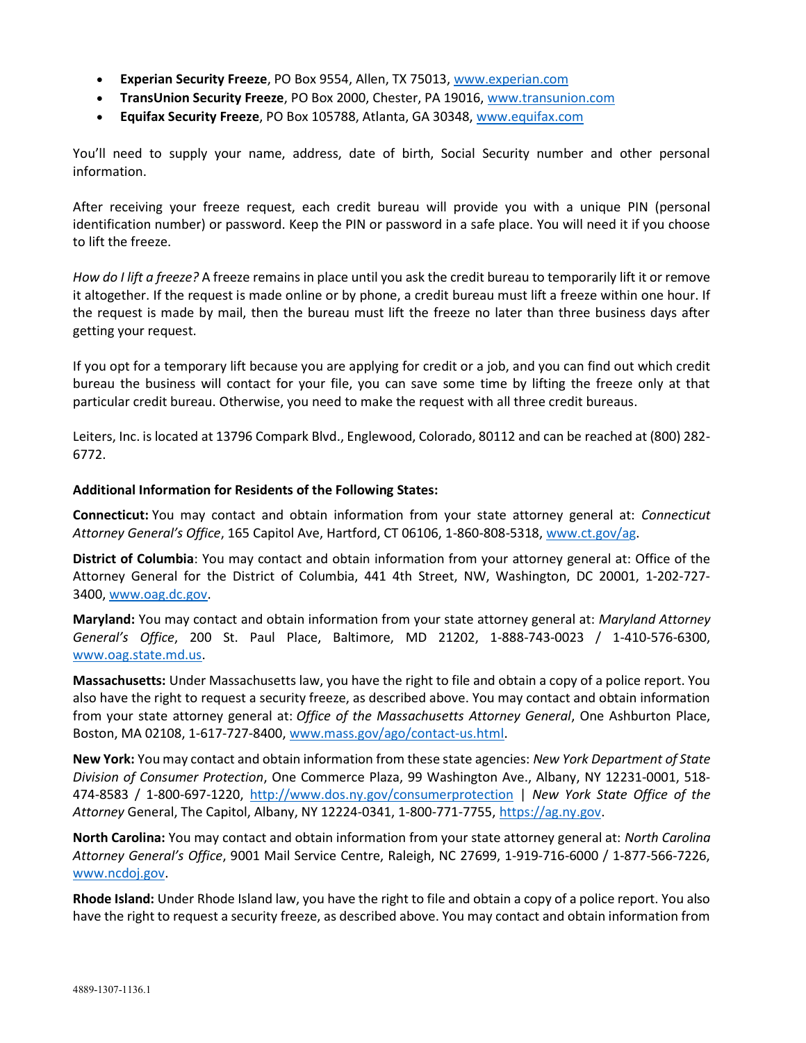- **Experian Security Freeze**, PO Box 9554, Allen, TX 75013, www.experian.com
- **TransUnion Security Freeze**, PO Box 2000, Chester, PA 19016, www.transunion.com
- **Equifax Security Freeze**, PO Box 105788, Atlanta, GA 30348, www.equifax.com

You'll need to supply your name, address, date of birth, Social Security number and other personal information.

After receiving your freeze request, each credit bureau will provide you with a unique PIN (personal identification number) or password. Keep the PIN or password in a safe place. You will need it if you choose to lift the freeze.

*How do I lift a freeze?* A freeze remains in place until you ask the credit bureau to temporarily lift it or remove it altogether. If the request is made online or by phone, a credit bureau must lift a freeze within one hour. If the request is made by mail, then the bureau must lift the freeze no later than three business days after getting your request.

If you opt for a temporary lift because you are applying for credit or a job, and you can find out which credit bureau the business will contact for your file, you can save some time by lifting the freeze only at that particular credit bureau. Otherwise, you need to make the request with all three credit bureaus.

Leiters, Inc. is located at 13796 Compark Blvd., Englewood, Colorado, 80112 and can be reached at (800) 282-6772.

**Additional Information for Residents of the Following States:**

**Connecticut:** You may contact and obtain information from your state attorney general at: *Connecticut Attorney General's Office*, 165 Capitol Ave, Hartford, CT 06106, 1-860-808-5318, www.ct.gov/ag.

**District of Columbia**: You may contact and obtain information from your attorney general at: Office of the Attorney General for the District of Columbia, 441 4th Street, NW, Washington, DC 20001, 1-202-727-3400, www.oag.dc.gov.

**Maryland:** You may contact and obtain information from your state attorney general at: *Maryland Attorney General's Office*, 200 St. Paul Place, Baltimore, MD 21202, 1-888-743-0023 / 1-410-576-6300, www.oag.state.md.us.

**Massachusetts:** Under Massachusetts law, you have the right to file and obtain a copy of a police report. You also have the right to request a security freeze, as described above. You may contact and obtain information from your state attorney general at: *Office of the Massachusetts Attorney General*, One Ashburton Place, Boston, MA 02108, 1-617-727-8400, www.mass.gov/ago/contact-us.html.

**New York:** You may contact and obtain information from these state agencies: *New York Department of State Division of Consumer Protection*, One Commerce Plaza, 99 Washington Ave., Albany, NY 12231-0001, 518-474-8583 / 1-800-697-1220, http://www.dos.ny.gov/consumerprotection | *New York State Office of the Attorney* General, The Capitol, Albany, NY 12224-0341, 1-800-771-7755, https://ag.ny.gov.

**North Carolina:** You may contact and obtain information from your state attorney general at: *North Carolina Attorney General's Office*, 9001 Mail Service Centre, Raleigh, NC 27699, 1-919-716-6000 / 1-877-566-7226, www.ncdoj.gov.

**Rhode Island:** Under Rhode Island law, you have the right to file and obtain a copy of a police report. You also have the right to request a security freeze, as described above. You may contact and obtain information from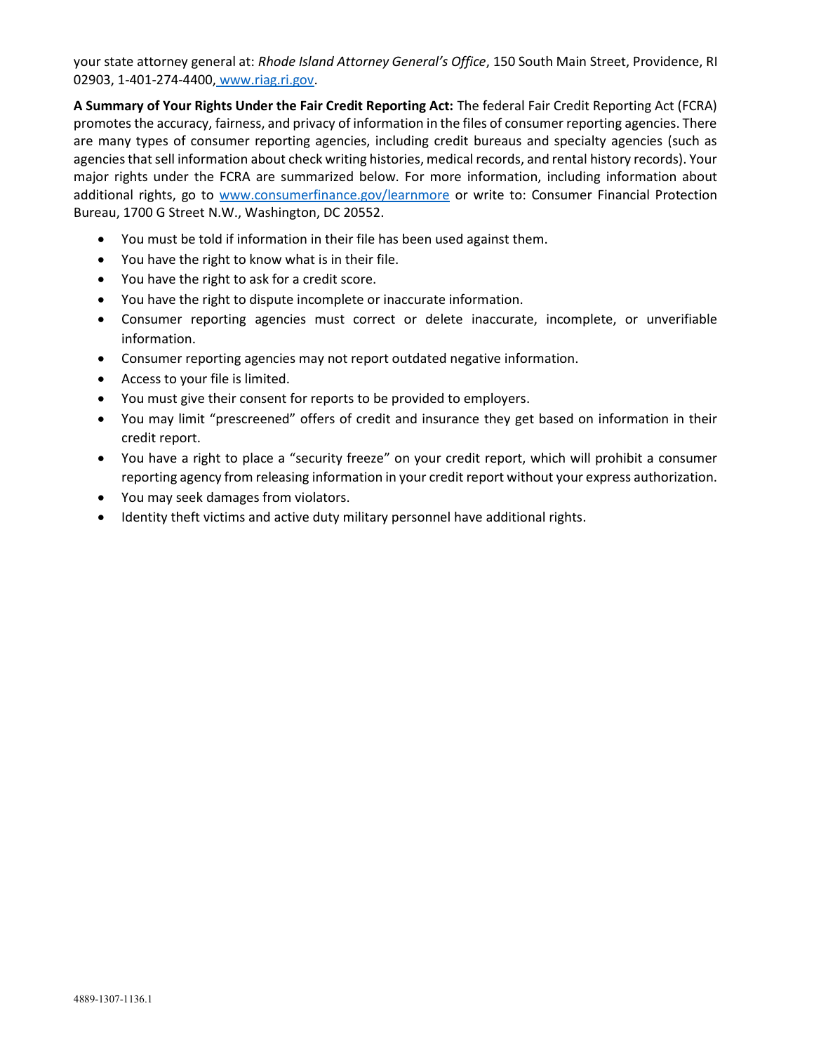your state attorney general at: *Rhode Island Attorney General's Office*, 150 South Main Street, Providence, RI 02903, 1-401-274-4400, www.riag.ri.gov.

**A Summary of Your Rights Under the Fair Credit Reporting Act:** The federal Fair Credit Reporting Act (FCRA) promotes the accuracy, fairness, and privacy of information in the files of consumer reporting agencies. There are many types of consumer reporting agencies, including credit bureaus and specialty agencies (such as agencies that sell information about check writing histories, medical records, and rental history records). Your major rights under the FCRA are summarized below. For more information, including information about additional rights, go to www.consumerfinance.gov/learnmore or write to: Consumer Financial Protection Bureau, 1700 G Street N.W., Washington, DC 20552.

- You must be told if information in their file has been used against them.
- You have the right to know what is in their file.
- You have the right to ask for a credit score.
- You have the right to dispute incomplete or inaccurate information.
- Consumer reporting agencies must correct or delete inaccurate, incomplete, or unverifiable information.
- Consumer reporting agencies may not report outdated negative information.
- Access to your file is limited.
- You must give their consent for reports to be provided to employers.
- You may limit "prescreened" offers of credit and insurance they get based on information in their credit report.
- You have a right to place a "security freeze" on your credit report, which will prohibit a consumer reporting agency from releasing information in your credit report without your express authorization.
- You may seek damages from violators.
- Identity theft victims and active duty military personnel have additional rights.

4889-1307-1136.1